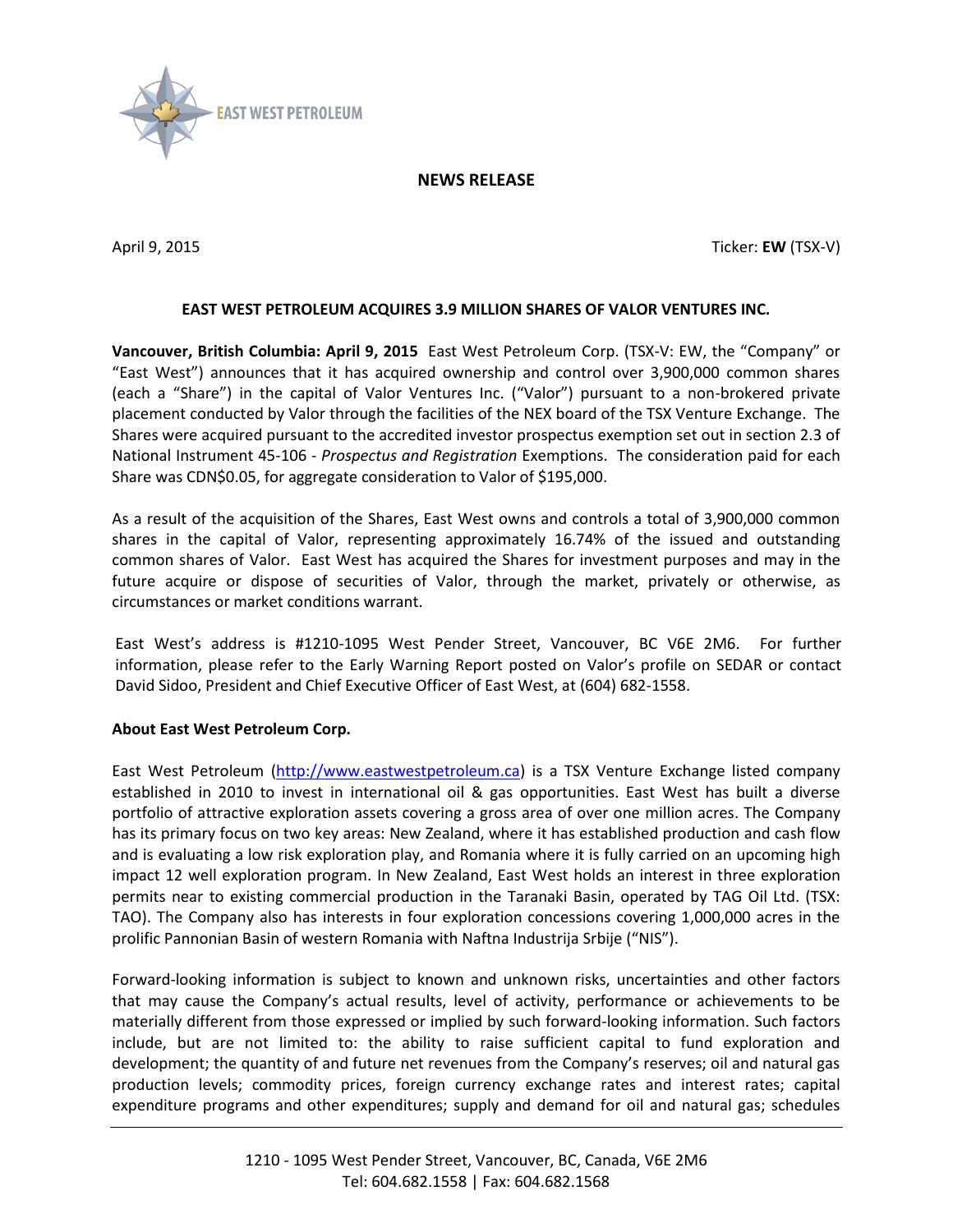EAST WEST PETROLEUM

**NEWS RELEASE**

April 9, 2015 Ticker: **EW** (TSX-V)

**EAST WEST PETROLEUM ACQUIRES 3.9 MILLION SHARES OF VALOR VENTURES INC.**

**Vancouver, British Columbia: April 9, 2015** East West Petroleum Corp. (TSX-V: EW, the "Company" or "East West") announces that it has acquired ownership and control over 3,900,000 common shares (each a "Share") in the capital of Valor Ventures Inc. ("Valor") pursuant to a non-brokered private placement conducted by Valor through the facilities of the NEX board of the TSX Venture Exchange. The Shares were acquired pursuant to the accredited investor prospectus exemption set out in section 2.3 of National Instrument 45-106 - *Prospectus and Registration* Exemptions. The consideration paid for each Share was CDN$0.05, for aggregate consideration to Valor of $195,000.

As a result of the acquisition of the Shares, East West owns and controls a total of 3,900,000 common shares in the capital of Valor, representing approximately 16.74% of the issued and outstanding common shares of Valor. East West has acquired the Shares for investment purposes and may in the future acquire or dispose of securities of Valor, through the market, privately or otherwise, as circumstances or market conditions warrant.

East West's address is #1210-1095 West Pender Street, Vancouver, BC V6E 2M6. For further information, please refer to the Early Warning Report posted on Valor's profile on SEDAR or contact David Sidoo, President and Chief Executive Officer of East West, at (604) 682-1558.

**About East West Petroleum Corp.**

East West Petroleum (http://www.eastwestpetroleum.ca) is a TSX Venture Exchange listed company established in 2010 to invest in international oil & gas opportunities. East West has built a diverse portfolio of attractive exploration assets covering a gross area of over one million acres. The Company has its primary focus on two key areas: New Zealand, where it has established production and cash flow and is evaluating a low risk exploration play, and Romania where it is fully carried on an upcoming high impact 12 well exploration program. In New Zealand, East West holds an interest in three exploration permits near to existing commercial production in the Taranaki Basin, operated by TAG Oil Ltd. (TSX: TAO). The Company also has interests in four exploration concessions covering 1,000,000 acres in the prolific Pannonian Basin of western Romania with Naftna Industrija Srbije ("NIS").

Forward-looking information is subject to known and unknown risks, uncertainties and other factors that may cause the Company's actual results, level of activity, performance or achievements to be materially different from those expressed or implied by such forward-looking information. Such factors include, but are not limited to: the ability to raise sufficient capital to fund exploration and development; the quantity of and future net revenues from the Company's reserves; oil and natural gas production levels; commodity prices, foreign currency exchange rates and interest rates; capital expenditure programs and other expenditures; supply and demand for oil and natural gas; schedules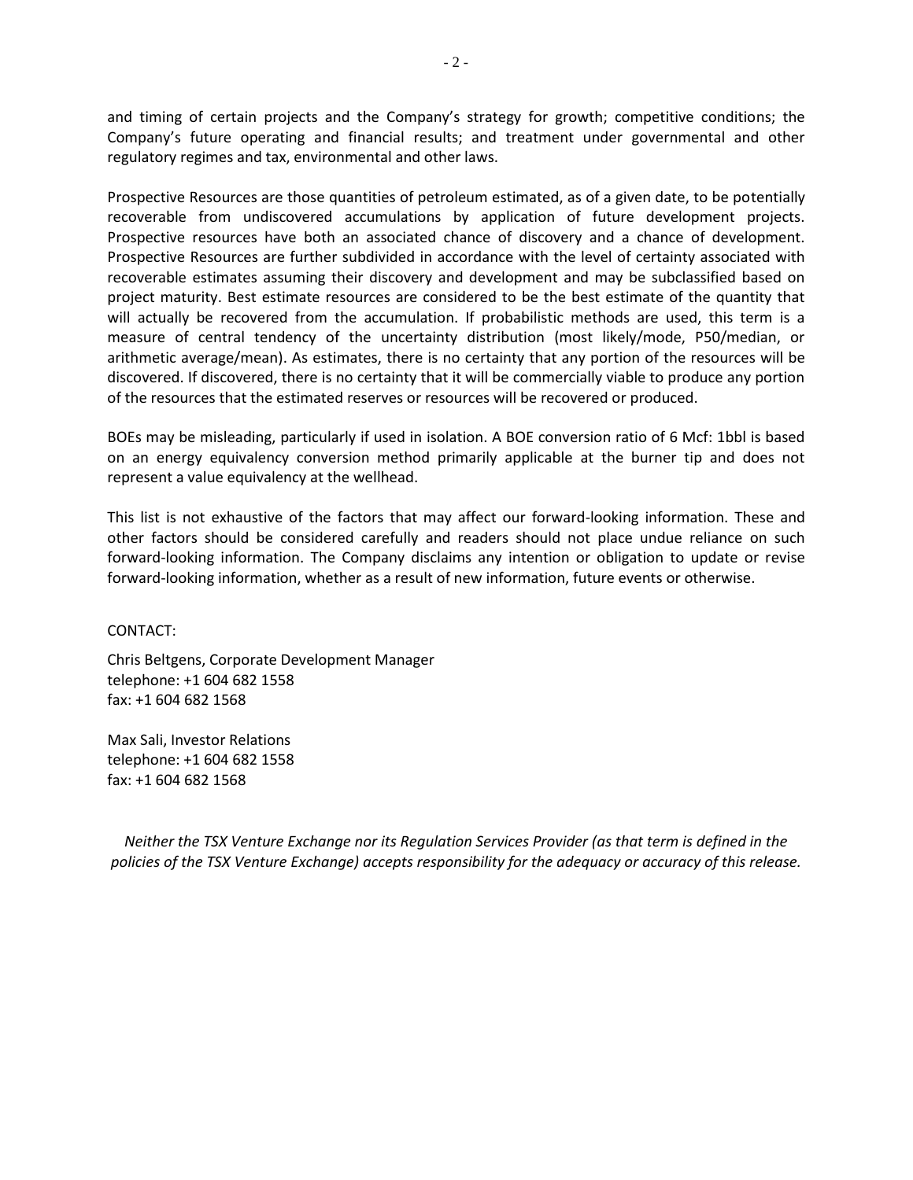and timing of certain projects and the Company's strategy for growth; competitive conditions; the Company's future operating and financial results; and treatment under governmental and other regulatory regimes and tax, environmental and other laws.

Prospective Resources are those quantities of petroleum estimated, as of a given date, to be potentially recoverable from undiscovered accumulations by application of future development projects. Prospective resources have both an associated chance of discovery and a chance of development. Prospective Resources are further subdivided in accordance with the level of certainty associated with recoverable estimates assuming their discovery and development and may be subclassified based on project maturity. Best estimate resources are considered to be the best estimate of the quantity that will actually be recovered from the accumulation. If probabilistic methods are used, this term is a measure of central tendency of the uncertainty distribution (most likely/mode, P50/median, or arithmetic average/mean). As estimates, there is no certainty that any portion of the resources will be discovered. If discovered, there is no certainty that it will be commercially viable to produce any portion of the resources that the estimated reserves or resources will be recovered or produced.

BOEs may be misleading, particularly if used in isolation. A BOE conversion ratio of 6 Mcf: 1bbl is based on an energy equivalency conversion method primarily applicable at the burner tip and does not represent a value equivalency at the wellhead.

This list is not exhaustive of the factors that may affect our forward-looking information. These and other factors should be considered carefully and readers should not place undue reliance on such forward-looking information. The Company disclaims any intention or obligation to update or revise forward-looking information, whether as a result of new information, future events or otherwise.

CONTACT:

Chris Beltgens, Corporate Development Manager
telephone: +1 604 682 1558
fax: +1 604 682 1568

Max Sali, Investor Relations
telephone: +1 604 682 1558
fax: +1 604 682 1568

*Neither the TSX Venture Exchange nor its Regulation Services Provider (as that term is defined in the policies of the TSX Venture Exchange) accepts responsibility for the adequacy or accuracy of this release.*